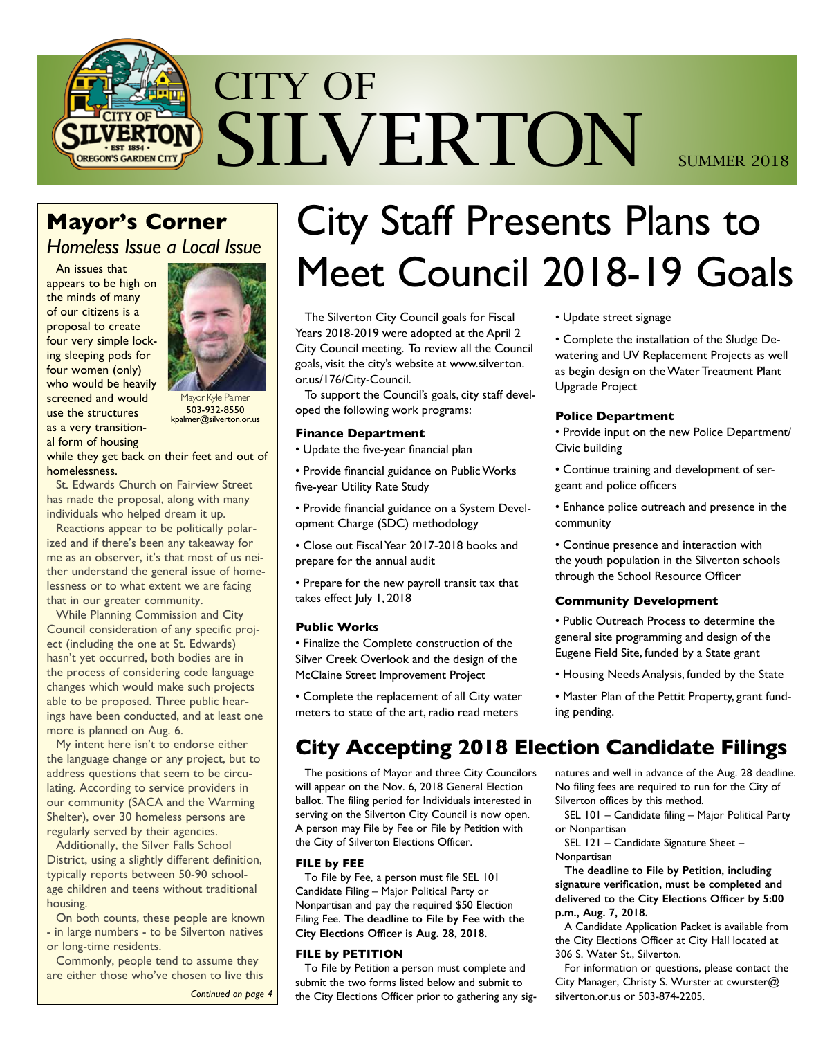# CITY OF SILVERTON

SUMMER 2018

## Mayor's Corner

*Homeless Issue a Local Issue*

Mayor Kyle Palmer
503-932-8550
kpalmer@silverton.or.us

An issues that appears to be high on the minds of many of our citizens is a proposal to create four very simple locking sleeping pods for four women (only) who would be heavily screened and would use the structures as a very transitional form of housing while they get back on their feet and out of homelessness.

St. Edwards Church on Fairview Street has made the proposal, along with many individuals who helped dream it up.

Reactions appear to be politically polarized and if there's been any takeaway for me as an observer, it's that most of us neither understand the general issue of homelessness or to what extent we are facing that in our greater community.

While Planning Commission and City Council consideration of any specific project (including the one at St. Edwards) hasn't yet occurred, both bodies are in the process of considering code language changes which would make such projects able to be proposed. Three public hearings have been conducted, and at least one more is planned on Aug. 6.

My intent here isn't to endorse either the language change or any project, but to address questions that seem to be circulating. According to service providers in our community (SACA and the Warming Shelter), over 30 homeless persons are regularly served by their agencies.

Additionally, the Silver Falls School District, using a slightly different definition, typically reports between 50-90 school-age children and teens without traditional housing.

On both counts, these people are known - in large numbers - to be Silverton natives or long-time residents.

Commonly, people tend to assume they are either those who've chosen to live this

*Continued on page 4*

# City Staff Presents Plans to Meet Council 2018-19 Goals

The Silverton City Council goals for Fiscal Years 2018-2019 were adopted at the April 2 City Council meeting. To review all the Council goals, visit the city's website at www.silverton.or.us/176/City-Council.

To support the Council's goals, city staff developed the following work programs:

**Finance Department**

- Update the five-year financial plan
- Provide financial guidance on Public Works five-year Utility Rate Study
- Provide financial guidance on a System Development Charge (SDC) methodology
- Close out Fiscal Year 2017-2018 books and prepare for the annual audit
- Prepare for the new payroll transit tax that takes effect July 1, 2018

**Public Works**

- Finalize the Complete construction of the Silver Creek Overlook and the design of the McClaine Street Improvement Project
- Complete the replacement of all City water meters to state of the art, radio read meters
- Update street signage
- Complete the installation of the Sludge De-watering and UV Replacement Projects as well as begin design on the Water Treatment Plant Upgrade Project

**Police Department**

- Provide input on the new Police Department/Civic building
- Continue training and development of sergeant and police officers
- Enhance police outreach and presence in the community
- Continue presence and interaction with the youth population in the Silverton schools through the School Resource Officer

**Community Development**

- Public Outreach Process to determine the general site programming and design of the Eugene Field Site, funded by a State grant
- Housing Needs Analysis, funded by the State
- Master Plan of the Pettit Property, grant funding pending.

## City Accepting 2018 Election Candidate Filings

The positions of Mayor and three City Councilors will appear on the Nov. 6, 2018 General Election ballot. The filing period for Individuals interested in serving on the Silverton City Council is now open. A person may File by Fee or File by Petition with the City of Silverton Elections Officer.

**FILE by FEE**

To File by Fee, a person must file SEL 101 Candidate Filing – Major Political Party or Nonpartisan and pay the required $50 Election Filing Fee. **The deadline to File by Fee with the City Elections Officer is Aug. 28, 2018.**

**FILE by PETITION**

To File by Petition a person must complete and submit the two forms listed below and submit to the City Elections Officer prior to gathering any signatures and well in advance of the Aug. 28 deadline. No filing fees are required to run for the City of Silverton offices by this method.

SEL 101 – Candidate filing – Major Political Party or Nonpartisan

SEL 121 – Candidate Signature Sheet – Nonpartisan

**The deadline to File by Petition, including signature verification, must be completed and delivered to the City Elections Officer by 5:00 p.m., Aug. 7, 2018.**

A Candidate Application Packet is available from the City Elections Officer at City Hall located at 306 S. Water St., Silverton.

For information or questions, please contact the City Manager, Christy S. Wurster at cwurster@silverton.or.us or 503-874-2205.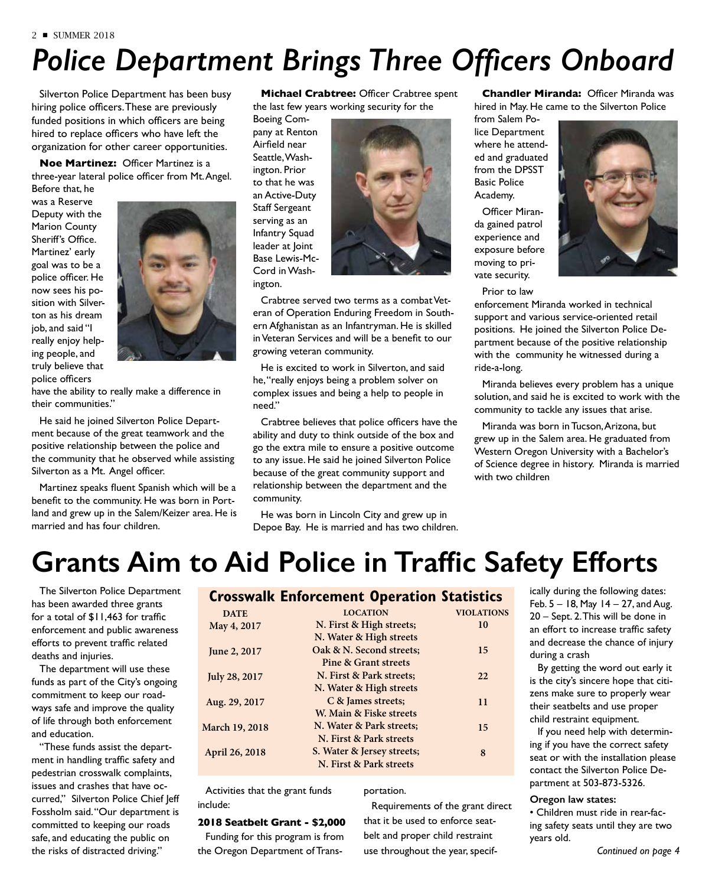# Police Department Brings Three Officers Onboard

Silverton Police Department has been busy hiring police officers. These are previously funded positions in which officers are being hired to replace officers who have left the organization for other career opportunities.

**Noe Martinez:** Officer Martinez is a three-year lateral police officer from Mt. Angel. Before that, he was a Reserve Deputy with the Marion County Sheriff's Office. Martinez' early goal was to be a police officer. He now sees his position with Silverton as his dream job, and said "I really enjoy helping people, and truly believe that police officers have the ability to really make a difference in their communities."

He said he joined Silverton Police Department because of the great teamwork and the positive relationship between the police and the community that he observed while assisting Silverton as a Mt. Angel officer.

Martinez speaks fluent Spanish which will be a benefit to the community. He was born in Portland and grew up in the Salem/Keizer area. He is married and has four children.

**Michael Crabtree:** Officer Crabtree spent the last few years working security for the Boeing Company at Renton Airfield near Seattle, Washington. Prior to that he was an Active-Duty Staff Sergeant serving as an Infantry Squad leader at Joint Base Lewis-McCord in Washington.

Crabtree served two terms as a combat Veteran of Operation Enduring Freedom in Southern Afghanistan as an Infantryman. He is skilled in Veteran Services and will be a benefit to our growing veteran community.

He is excited to work in Silverton, and said he, "really enjoys being a problem solver on complex issues and being a help to people in need."

Crabtree believes that police officers have the ability and duty to think outside of the box and go the extra mile to ensure a positive outcome to any issue. He said he joined Silverton Police because of the great community support and relationship between the department and the community.

He was born in Lincoln City and grew up in Depoe Bay. He is married and has two children.

**Chandler Miranda:** Officer Miranda was hired in May. He came to the Silverton Police from Salem Police Department where he attended and graduated from the DPSST Basic Police Academy.

Officer Miranda gained patrol experience and exposure before moving to private security.

Prior to law enforcement Miranda worked in technical support and various service-oriented retail positions. He joined the Silverton Police Department because of the positive relationship with the community he witnessed during a ride-a-long.

Miranda believes every problem has a unique solution, and said he is excited to work with the community to tackle any issues that arise.

Miranda was born in Tucson, Arizona, but grew up in the Salem area. He graduated from Western Oregon University with a Bachelor's of Science degree in history. Miranda is married with two children

# Grants Aim to Aid Police in Traffic Safety Efforts

The Silverton Police Department has been awarded three grants for a total of $11,463 for traffic enforcement and public awareness efforts to prevent traffic related deaths and injuries.

The department will use these funds as part of the City's ongoing commitment to keep our roadways safe and improve the quality of life through both enforcement and education.

"These funds assist the department in handling traffic safety and pedestrian crosswalk complaints, issues and crashes that have occurred," Silverton Police Chief Jeff Fossholm said. "Our department is committed to keeping our roads safe, and educating the public on the risks of distracted driving."

## Crosswalk Enforcement Operation Statistics

| DATE | LOCATION | VIOLATIONS |
|---|---|---|
| May 4, 2017 | N. First & High streets; N. Water & High streets | 10 |
| June 2, 2017 | Oak & N. Second streets; Pine & Grant streets | 15 |
| July 28, 2017 | N. First & Park streets; N. Water & High streets | 22 |
| Aug. 29, 2017 | C & James streets; W. Main & Fiske streets | 11 |
| March 19, 2018 | N. Water & Park streets; N. First & Park streets | 15 |
| April 26, 2018 | S. Water & Jersey streets; N. First & Park streets | 8 |

Activities that the grant funds include:

**2018 Seatbelt Grant - $2,000**

Funding for this program is from the Oregon Department of Transportation.

Requirements of the grant direct that it be used to enforce seatbelt and proper child restraint use throughout the year, specifically during the following dates: Feb. 5 – 18, May 14 – 27, and Aug. 20 – Sept. 2. This will be done in an effort to increase traffic safety and decrease the chance of injury during a crash

By getting the word out early it is the city's sincere hope that citizens make sure to properly wear their seatbelts and use proper child restraint equipment.

If you need help with determining if you have the correct safety seat or with the installation please contact the Silverton Police Department at 503-873-5326.

**Oregon law states:**

- Children must ride in rear-facing safety seats until they are two years old.

*Continued on page 4*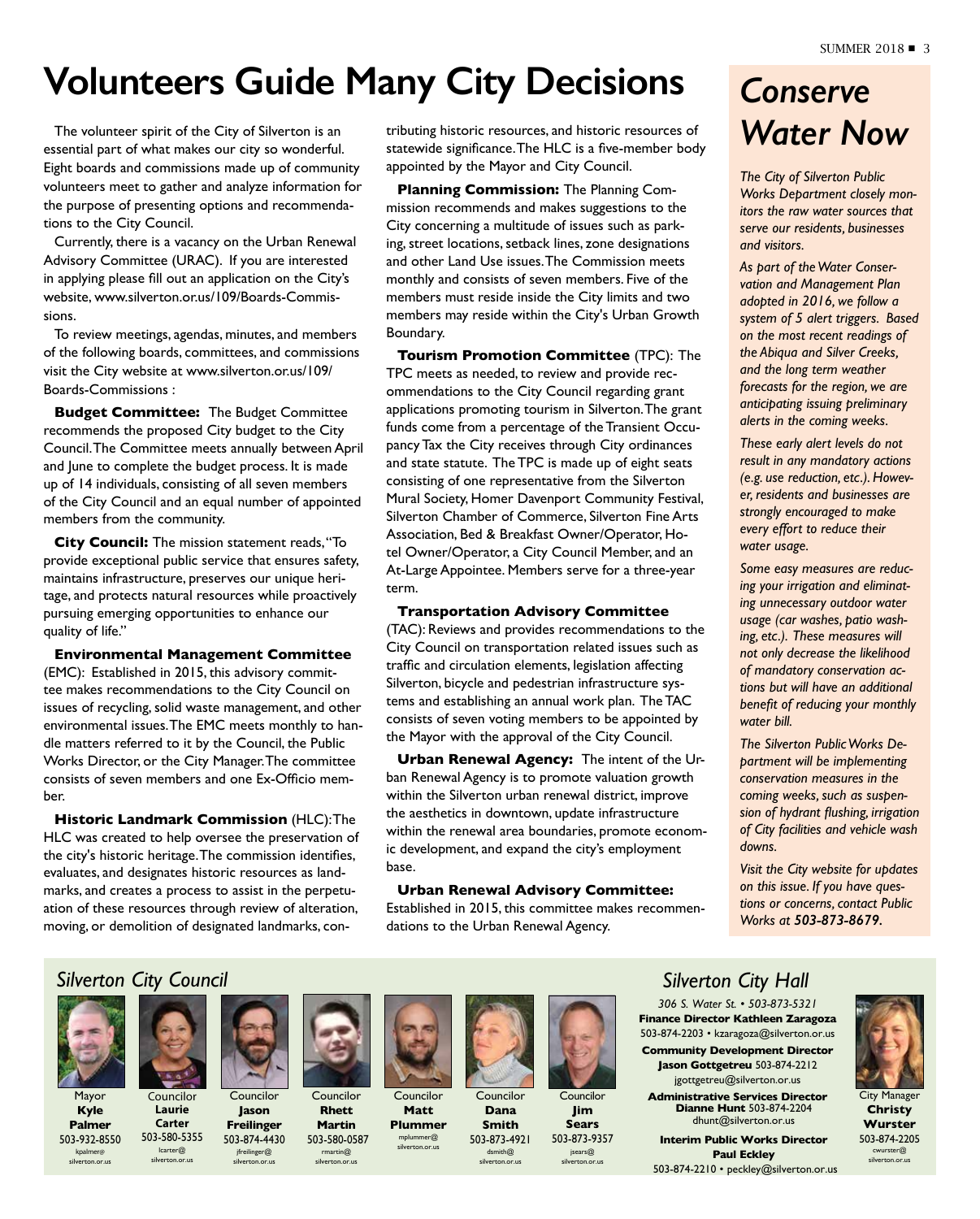# Volunteers Guide Many City Decisions

The volunteer spirit of the City of Silverton is an essential part of what makes our city so wonderful. Eight boards and commissions made up of community volunteers meet to gather and analyze information for the purpose of presenting options and recommendations to the City Council.

Currently, there is a vacancy on the Urban Renewal Advisory Committee (URAC). If you are interested in applying please fill out an application on the City's website, www.silverton.or.us/109/Boards-Commissions.

To review meetings, agendas, minutes, and members of the following boards, committees, and commissions visit the City website at www.silverton.or.us/109/Boards-Commissions :

**Budget Committee:** The Budget Committee recommends the proposed City budget to the City Council. The Committee meets annually between April and June to complete the budget process. It is made up of 14 individuals, consisting of all seven members of the City Council and an equal number of appointed members from the community.

**City Council:** The mission statement reads, "To provide exceptional public service that ensures safety, maintains infrastructure, preserves our unique heritage, and protects natural resources while proactively pursuing emerging opportunities to enhance our quality of life."

**Environmental Management Committee** (EMC): Established in 2015, this advisory committee makes recommendations to the City Council on issues of recycling, solid waste management, and other environmental issues. The EMC meets monthly to handle matters referred to it by the Council, the Public Works Director, or the City Manager. The committee consists of seven members and one Ex-Officio member.

**Historic Landmark Commission** (HLC): The HLC was created to help oversee the preservation of the city's historic heritage. The commission identifies, evaluates, and designates historic resources as landmarks, and creates a process to assist in the perpetuation of these resources through review of alteration, moving, or demolition of designated landmarks, contributing historic resources, and historic resources of statewide significance. The HLC is a five-member body appointed by the Mayor and City Council.

**Planning Commission:** The Planning Commission recommends and makes suggestions to the City concerning a multitude of issues such as parking, street locations, setback lines, zone designations and other Land Use issues. The Commission meets monthly and consists of seven members. Five of the members must reside inside the City limits and two members may reside within the City's Urban Growth Boundary.

**Tourism Promotion Committee** (TPC): The TPC meets as needed, to review and provide recommendations to the City Council regarding grant applications promoting tourism in Silverton. The grant funds come from a percentage of the Transient Occupancy Tax the City receives through City ordinances and state statute. The TPC is made up of eight seats consisting of one representative from the Silverton Mural Society, Homer Davenport Community Festival, Silverton Chamber of Commerce, Silverton Fine Arts Association, Bed & Breakfast Owner/Operator, Hotel Owner/Operator, a City Council Member, and an At-Large Appointee. Members serve for a three-year term.

**Transportation Advisory Committee** (TAC): Reviews and provides recommendations to the City Council on transportation related issues such as traffic and circulation elements, legislation affecting Silverton, bicycle and pedestrian infrastructure systems and establishing an annual work plan. The TAC consists of seven voting members to be appointed by the Mayor with the approval of the City Council.

**Urban Renewal Agency:** The intent of the Urban Renewal Agency is to promote valuation growth within the Silverton urban renewal district, improve the aesthetics in downtown, update infrastructure within the renewal area boundaries, promote economic development, and expand the city's employment base.

**Urban Renewal Advisory Committee:** Established in 2015, this committee makes recommendations to the Urban Renewal Agency.

## *Conserve Water Now*

*The City of Silverton Public Works Department closely monitors the raw water sources that serve our residents, businesses and visitors.*

*As part of the Water Conservation and Management Plan adopted in 2016, we follow a system of 5 alert triggers. Based on the most recent readings of the Abiqua and Silver Creeks, and the long term weather forecasts for the region, we are anticipating issuing preliminary alerts in the coming weeks.*

*These early alert levels do not result in any mandatory actions (e.g. use reduction, etc.). However, residents and businesses are strongly encouraged to make every effort to reduce their water usage.*

*Some easy measures are reducing your irrigation and eliminating unnecessary outdoor water usage (car washes, patio washing, etc.). These measures will not only decrease the likelihood of mandatory conservation actions but will have an additional benefit of reducing your monthly water bill.*

*The Silverton Public Works Department will be implementing conservation measures in the coming weeks, such as suspension of hydrant flushing, irrigation of City facilities and vehicle wash downs.*

*Visit the City website for updates on this issue. If you have questions or concerns, contact Public Works at **503-873-8679**.*

## *Silverton City Council*

Mayor **Kyle Palmer** 503-932-8550 kpalmer@silverton.or.us

Councilor **Laurie Carter** 503-580-5355 lcarter@silverton.or.us

Councilor **Jason Freilinger** 503-874-4430 jfreilinger@silverton.or.us

Councilor **Rhett Martin** 503-580-0587 rmartin@silverton.or.us

Councilor **Matt Plummer** mplummer@silverton.or.us

Councilor **Dana Smith** 503-873-4921 dsmith@silverton.or.us

Councilor **Jim Sears** 503-873-9357 jsears@silverton.or.us

## *Silverton City Hall*

*306 S. Water St. • 503-873-5321*

**Finance Director Kathleen Zaragoza**
503-874-2203 • kzaragoza@silverton.or.us

**Community Development Director Jason Gottgetreu** 503-874-2212
jgottgetreu@silverton.or.us

**Administrative Services Director Dianne Hunt** 503-874-2204
dhunt@silverton.or.us

**Interim Public Works Director Paul Eckley**
503-874-2210 • peckley@silverton.or.us

City Manager **Christy Wurster** 503-874-2205 cwurster@silverton.or.us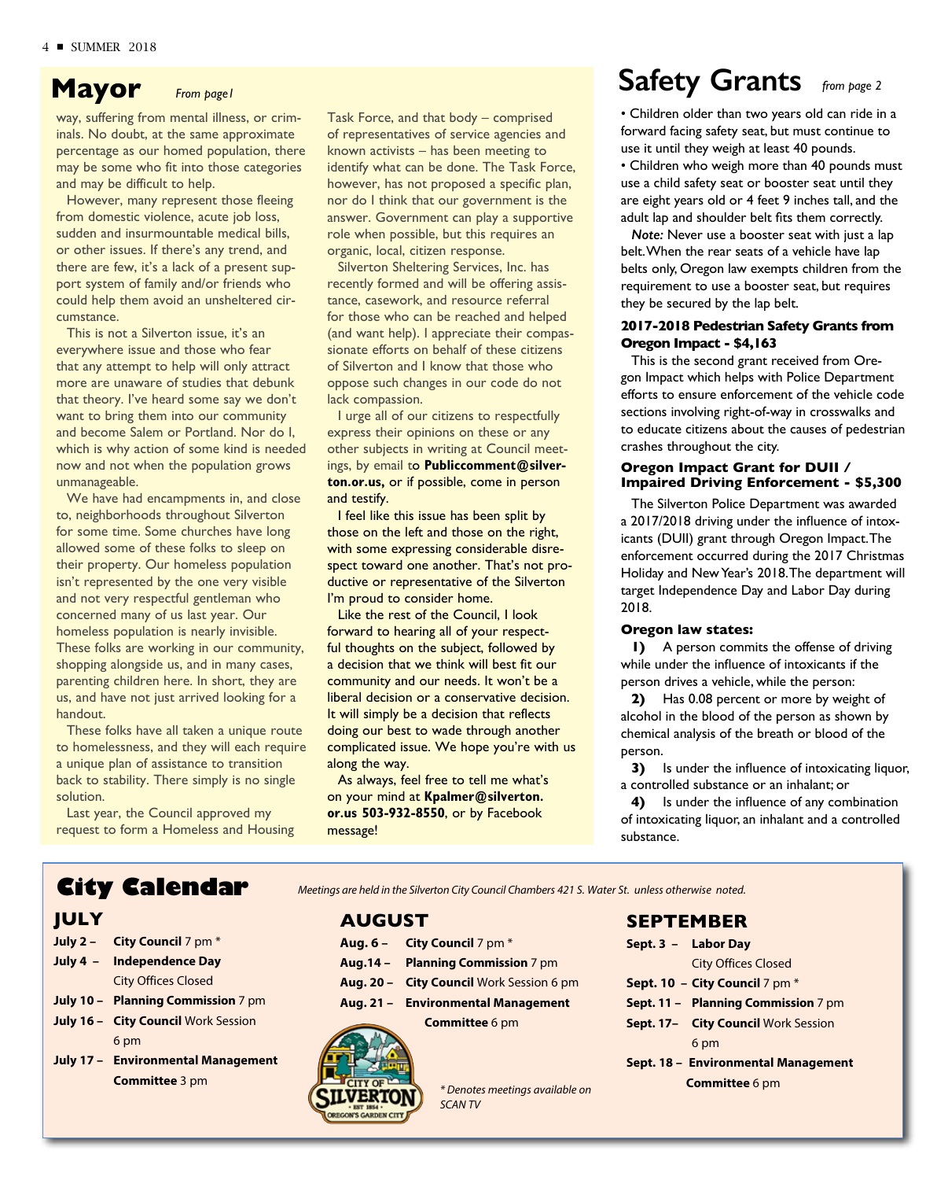## Mayor

*From page 1*

way, suffering from mental illness, or criminals. No doubt, at the same approximate percentage as our homed population, there may be some who fit into those categories and may be difficult to help.

However, many represent those fleeing from domestic violence, acute job loss, sudden and insurmountable medical bills, or other issues. If there's any trend, and there are few, it's a lack of a present support system of family and/or friends who could help them avoid an unsheltered circumstance.

This is not a Silverton issue, it's an everywhere issue and those who fear that any attempt to help will only attract more are unaware of studies that debunk that theory. I've heard some say we don't want to bring them into our community and become Salem or Portland. Nor do I, which is why action of some kind is needed now and not when the population grows unmanageable.

We have had encampments in, and close to, neighborhoods throughout Silverton for some time. Some churches have long allowed some of these folks to sleep on their property. Our homeless population isn't represented by the one very visible and not very respectful gentleman who concerned many of us last year. Our homeless population is nearly invisible. These folks are working in our community, shopping alongside us, and in many cases, parenting children here. In short, they are us, and have not just arrived looking for a handout.

These folks have all taken a unique route to homelessness, and they will each require a unique plan of assistance to transition back to stability. There simply is no single solution.

Last year, the Council approved my request to form a Homeless and Housing Task Force, and that body – comprised of representatives of service agencies and known activists – has been meeting to identify what can be done. The Task Force, however, has not proposed a specific plan, nor do I think that our government is the answer. Government can play a supportive role when possible, but this requires an organic, local, citizen response.

Silverton Sheltering Services, Inc. has recently formed and will be offering assistance, casework, and resource referral for those who can be reached and helped (and want help). I appreciate their compassionate efforts on behalf of these citizens of Silverton and I know that those who oppose such changes in our code do not lack compassion.

I urge all of our citizens to respectfully express their opinions on these or any other subjects in writing at Council meetings, by email to **Publiccomment@silverton.or.us,** or if possible, come in person and testify.

I feel like this issue has been split by those on the left and those on the right, with some expressing considerable disrespect toward one another. That's not productive or representative of the Silverton I'm proud to consider home.

Like the rest of the Council, I look forward to hearing all of your respectful thoughts on the subject, followed by a decision that we think will best fit our community and our needs. It won't be a liberal decision or a conservative decision. It will simply be a decision that reflects doing our best to wade through another complicated issue. We hope you're with us along the way.

As always, feel free to tell me what's on your mind at **Kpalmer@silverton.or.us 503-932-8550**, or by Facebook message!

## Safety Grants

*from page 2*

• Children older than two years old can ride in a forward facing safety seat, but must continue to use it until they weigh at least 40 pounds.

• Children who weigh more than 40 pounds must use a child safety seat or booster seat until they are eight years old or 4 feet 9 inches tall, and the adult lap and shoulder belt fits them correctly.

*Note:* Never use a booster seat with just a lap belt. When the rear seats of a vehicle have lap belts only, Oregon law exempts children from the requirement to use a booster seat, but requires they be secured by the lap belt.

### 2017-2018 Pedestrian Safety Grants from Oregon Impact - $4,163

This is the second grant received from Oregon Impact which helps with Police Department efforts to ensure enforcement of the vehicle code sections involving right-of-way in crosswalks and to educate citizens about the causes of pedestrian crashes throughout the city.

### Oregon Impact Grant for DUII / Impaired Driving Enforcement - $5,300

The Silverton Police Department was awarded a 2017/2018 driving under the influence of intoxicants (DUII) grant through Oregon Impact. The enforcement occurred during the 2017 Christmas Holiday and New Year's 2018. The department will target Independence Day and Labor Day during 2018.

**Oregon law states:**

**1)** A person commits the offense of driving while under the influence of intoxicants if the person drives a vehicle, while the person:

**2)** Has 0.08 percent or more by weight of alcohol in the blood of the person as shown by chemical analysis of the breath or blood of the person.

**3)** Is under the influence of intoxicating liquor, a controlled substance or an inhalant; or

**4)** Is under the influence of any combination of intoxicating liquor, an inhalant and a controlled substance.

## City Calendar

*Meetings are held in the Silverton City Council Chambers 421 S. Water St. unless otherwise noted.*

### JULY

- **July 2 – City Council** 7 pm *
- **July 4 – Independence Day** City Offices Closed
- **July 10 – Planning Commission** 7 pm
- **July 16 – City Council** Work Session 6 pm
- **July 17 – Environmental Management Committee** 3 pm

### AUGUST

- **Aug. 6 – City Council** 7 pm *
- **Aug.14 – Planning Commission** 7 pm
- **Aug. 20 – City Council** Work Session 6 pm
- **Aug. 21 – Environmental Management Committee** 6 pm

### SEPTEMBER

- **Sept. 3 – Labor Day** City Offices Closed
- **Sept. 10 – City Council** 7 pm *
- **Sept. 11 – Planning Commission** 7 pm
- **Sept. 17– City Council** Work Session 6 pm
- **Sept. 18 – Environmental Management Committee** 6 pm

*\* Denotes meetings available on SCAN TV*